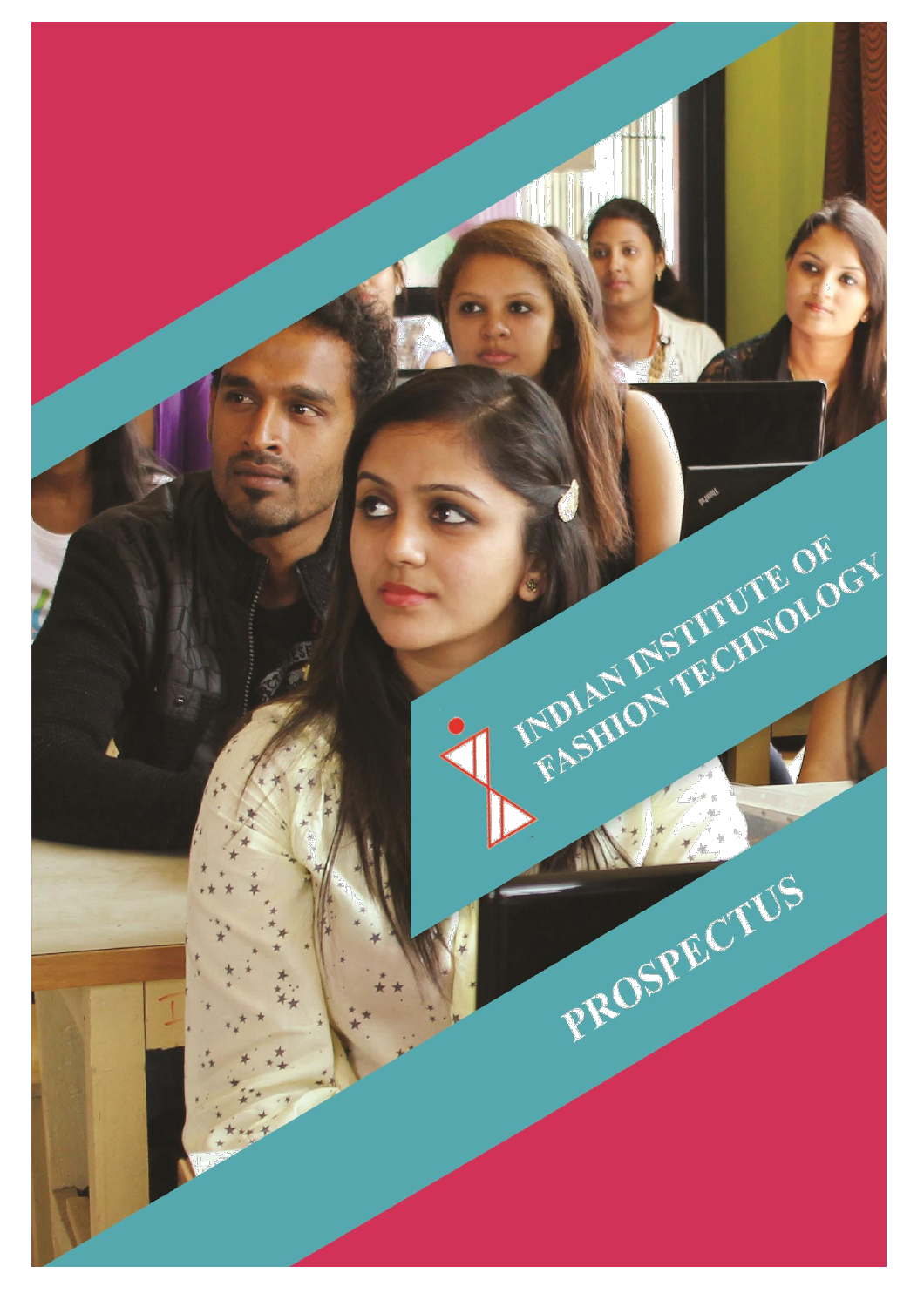# INDIAN INSTITUTE OF FASHION TECHNOLOGY

# PROSPECTUS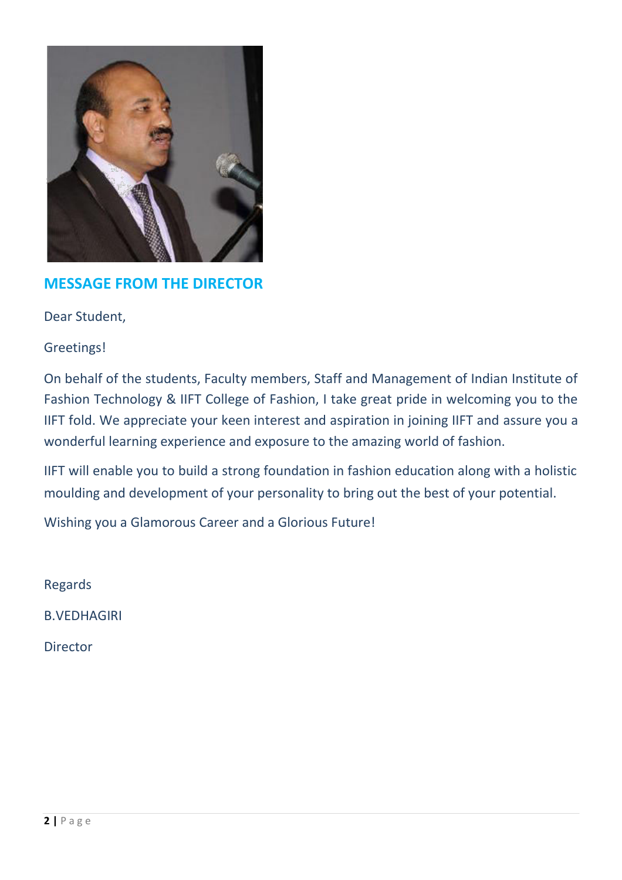## MESSAGE FROM THE DIRECTOR

Dear Student,

Greetings!

On behalf of the students, Faculty members, Staff and Management of Indian Institute of Fashion Technology & IIFT College of Fashion, I take great pride in welcoming you to the IIFT fold. We appreciate your keen interest and aspiration in joining IIFT and assure you a wonderful learning experience and exposure to the amazing world of fashion.

IIFT will enable you to build a strong foundation in fashion education along with a holistic moulding and development of your personality to bring out the best of your potential.

Wishing you a Glamorous Career and a Glorious Future!

Regards

B.VEDHAGIRI

Director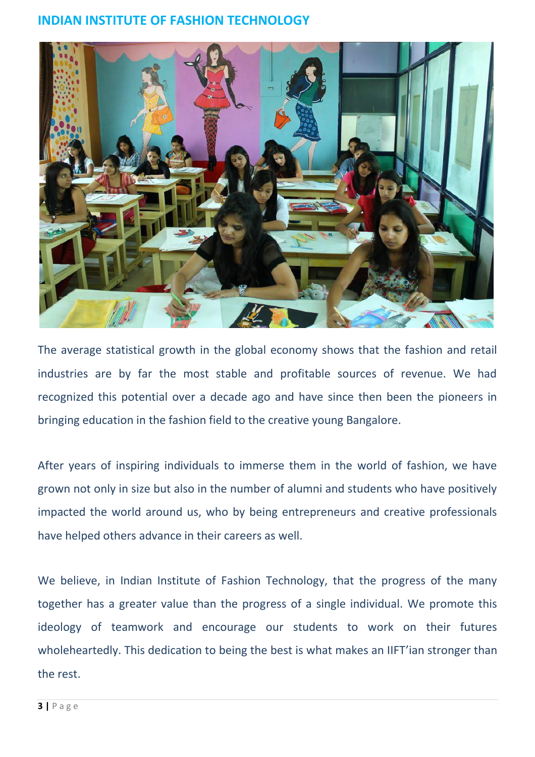## INDIAN INSTITUTE OF FASHION TECHNOLOGY

The average statistical growth in the global economy shows that the fashion and retail industries are by far the most stable and profitable sources of revenue. We had recognized this potential over a decade ago and have since then been the pioneers in bringing education in the fashion field to the creative young Bangalore.

After years of inspiring individuals to immerse them in the world of fashion, we have grown not only in size but also in the number of alumni and students who have positively impacted the world around us, who by being entrepreneurs and creative professionals have helped others advance in their careers as well.

We believe, in Indian Institute of Fashion Technology, that the progress of the many together has a greater value than the progress of a single individual. We promote this ideology of teamwork and encourage our students to work on their futures wholeheartedly. This dedication to being the best is what makes an IIFT'ian stronger than the rest.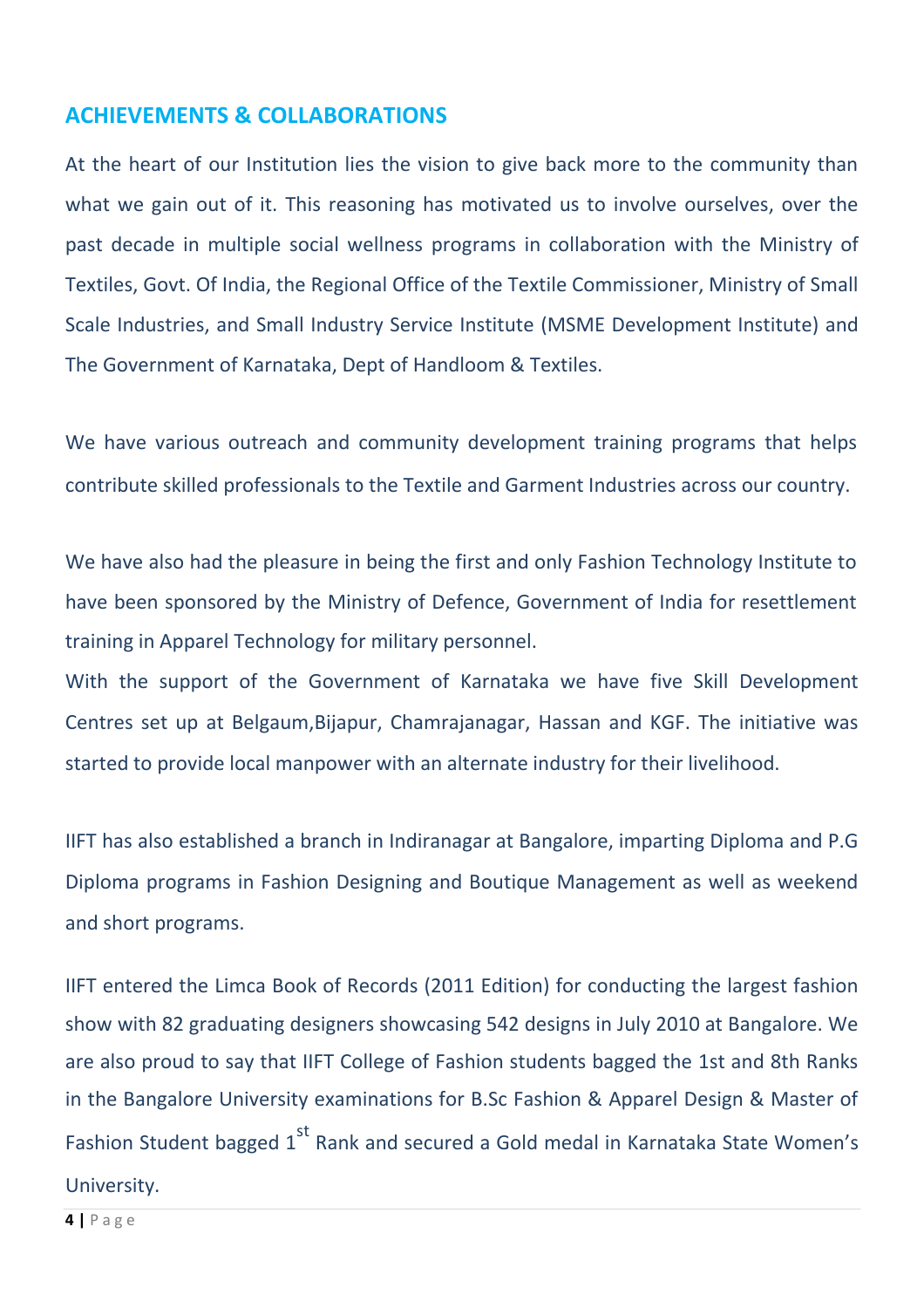## ACHIEVEMENTS & COLLABORATIONS

At the heart of our Institution lies the vision to give back more to the community than what we gain out of it. This reasoning has motivated us to involve ourselves, over the past decade in multiple social wellness programs in collaboration with the Ministry of Textiles, Govt. Of India, the Regional Office of the Textile Commissioner, Ministry of Small Scale Industries, and Small Industry Service Institute (MSME Development Institute) and The Government of Karnataka, Dept of Handloom & Textiles.

We have various outreach and community development training programs that helps contribute skilled professionals to the Textile and Garment Industries across our country.

We have also had the pleasure in being the first and only Fashion Technology Institute to have been sponsored by the Ministry of Defence, Government of India for resettlement training in Apparel Technology for military personnel.

With the support of the Government of Karnataka we have five Skill Development Centres set up at Belgaum,Bijapur, Chamrajanagar, Hassan and KGF. The initiative was started to provide local manpower with an alternate industry for their livelihood.

IIFT has also established a branch in Indiranagar at Bangalore, imparting Diploma and P.G Diploma programs in Fashion Designing and Boutique Management as well as weekend and short programs.

IIFT entered the Limca Book of Records (2011 Edition) for conducting the largest fashion show with 82 graduating designers showcasing 542 designs in July 2010 at Bangalore. We are also proud to say that IIFT College of Fashion students bagged the 1st and 8th Ranks in the Bangalore University examinations for B.Sc Fashion & Apparel Design & Master of Fashion Student bagged 1st Rank and secured a Gold medal in Karnataka State Women's University.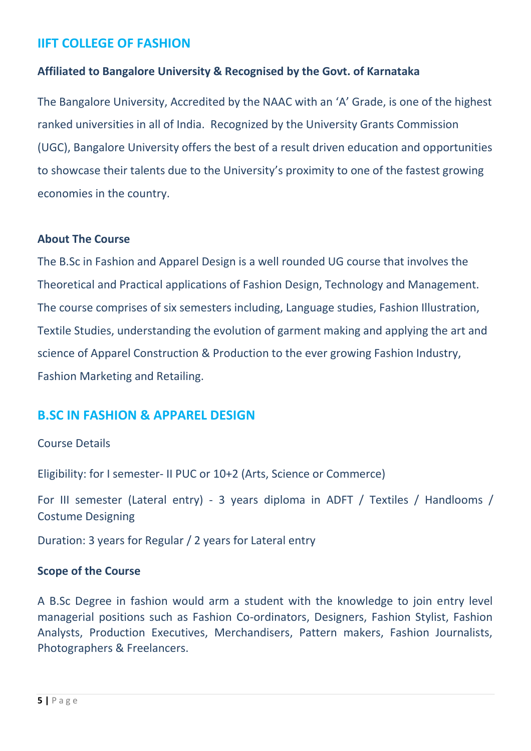## IIFT COLLEGE OF FASHION

**Affiliated to Bangalore University & Recognised by the Govt. of Karnataka**

The Bangalore University, Accredited by the NAAC with an 'A' Grade, is one of the highest ranked universities in all of India. Recognized by the University Grants Commission (UGC), Bangalore University offers the best of a result driven education and opportunities to showcase their talents due to the University's proximity to one of the fastest growing economies in the country.

**About The Course**

The B.Sc in Fashion and Apparel Design is a well rounded UG course that involves the Theoretical and Practical applications of Fashion Design, Technology and Management. The course comprises of six semesters including, Language studies, Fashion Illustration, Textile Studies, understanding the evolution of garment making and applying the art and science of Apparel Construction & Production to the ever growing Fashion Industry, Fashion Marketing and Retailing.

## B.SC IN FASHION & APPAREL DESIGN

Course Details

Eligibility: for I semester- II PUC or 10+2 (Arts, Science or Commerce)

For III semester (Lateral entry) - 3 years diploma in ADFT / Textiles / Handlooms / Costume Designing

Duration: 3 years for Regular / 2 years for Lateral entry

**Scope of the Course**

A B.Sc Degree in fashion would arm a student with the knowledge to join entry level managerial positions such as Fashion Co-ordinators, Designers, Fashion Stylist, Fashion Analysts, Production Executives, Merchandisers, Pattern makers, Fashion Journalists, Photographers & Freelancers.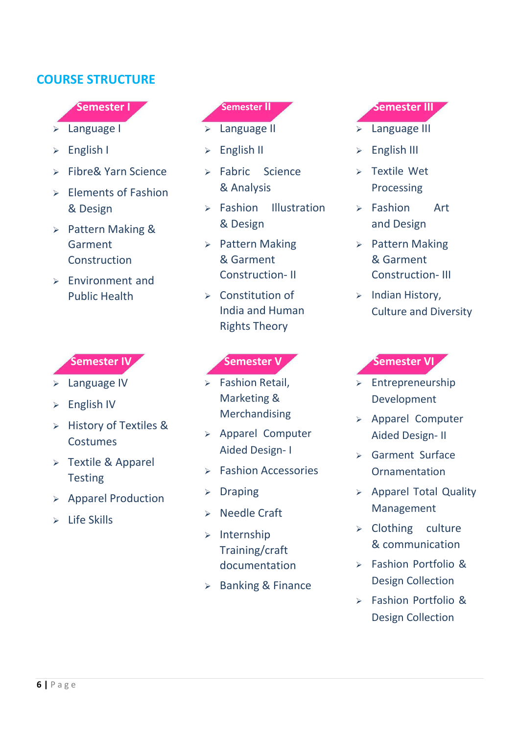## COURSE STRUCTURE

### Semester I

- Language I
- English I
- Fibre& Yarn Science
- Elements of Fashion & Design
- Pattern Making & Garment Construction
- Environment and Public Health

### Semester II

- Language II
- English II
- Fabric Science & Analysis
- Fashion Illustration & Design
- Pattern Making & Garment Construction- II
- Constitution of India and Human Rights Theory

### Semester III

- Language III
- English III
- Textile Wet Processing
- Fashion Art and Design
- Pattern Making & Garment Construction- III
- Indian History, Culture and Diversity

### Semester IV

- Language IV
- English IV
- History of Textiles & Costumes
- Textile & Apparel Testing
- Apparel Production
- Life Skills

### Semester V

- Fashion Retail, Marketing & Merchandising
- Apparel Computer Aided Design- I
- Fashion Accessories
- Draping
- Needle Craft
- Internship Training/craft documentation
- Banking & Finance

### Semester VI

- Entrepreneurship Development
- Apparel Computer Aided Design- II
- Garment Surface Ornamentation
- Apparel Total Quality Management
- Clothing culture & communication
- Fashion Portfolio & Design Collection
- Fashion Portfolio & Design Collection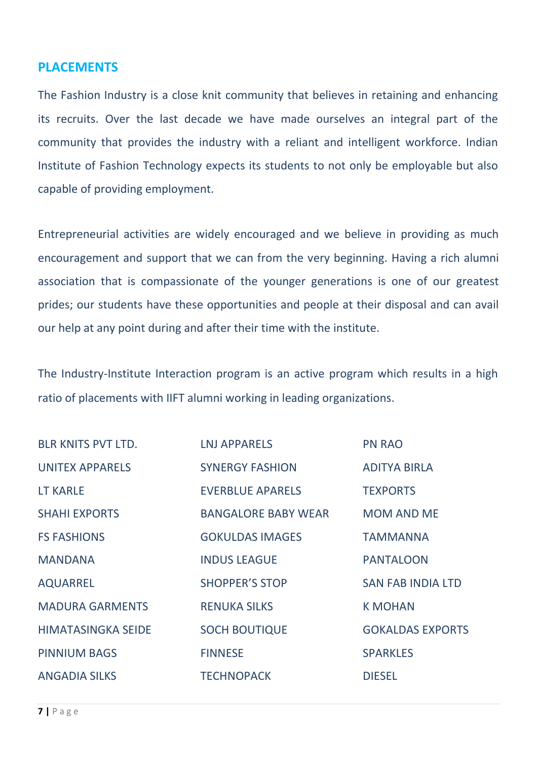## PLACEMENTS

The Fashion Industry is a close knit community that believes in retaining and enhancing its recruits. Over the last decade we have made ourselves an integral part of the community that provides the industry with a reliant and intelligent workforce. Indian Institute of Fashion Technology expects its students to not only be employable but also capable of providing employment.

Entrepreneurial activities are widely encouraged and we believe in providing as much encouragement and support that we can from the very beginning. Having a rich alumni association that is compassionate of the younger generations is one of our greatest prides; our students have these opportunities and people at their disposal and can avail our help at any point during and after their time with the institute.

The Industry-Institute Interaction program is an active program which results in a high ratio of placements with IIFT alumni working in leading organizations.

| | | |
|---|---|---|
| BLR KNITS PVT LTD. | LNJ APPARELS | PN RAO |
| UNITEX APPARELS | SYNERGY FASHION | ADITYA BIRLA |
| LT KARLE | EVERBLUE APARELS | TEXPORTS |
| SHAHI EXPORTS | BANGALORE BABY WEAR | MOM AND ME |
| FS FASHIONS | GOKULDAS IMAGES | TAMMANNA |
| MANDANA | INDUS LEAGUE | PANTALOON |
| AQUARREL | SHOPPER'S STOP | SAN FAB INDIA LTD |
| MADURA GARMENTS | RENUKA SILKS | K MOHAN |
| HIMATASINGKA SEIDE | SOCH BOUTIQUE | GOKALDAS EXPORTS |
| PINNIUM BAGS | FINNESE | SPARKLES |
| ANGADIA SILKS | TECHNOPACK | DIESEL |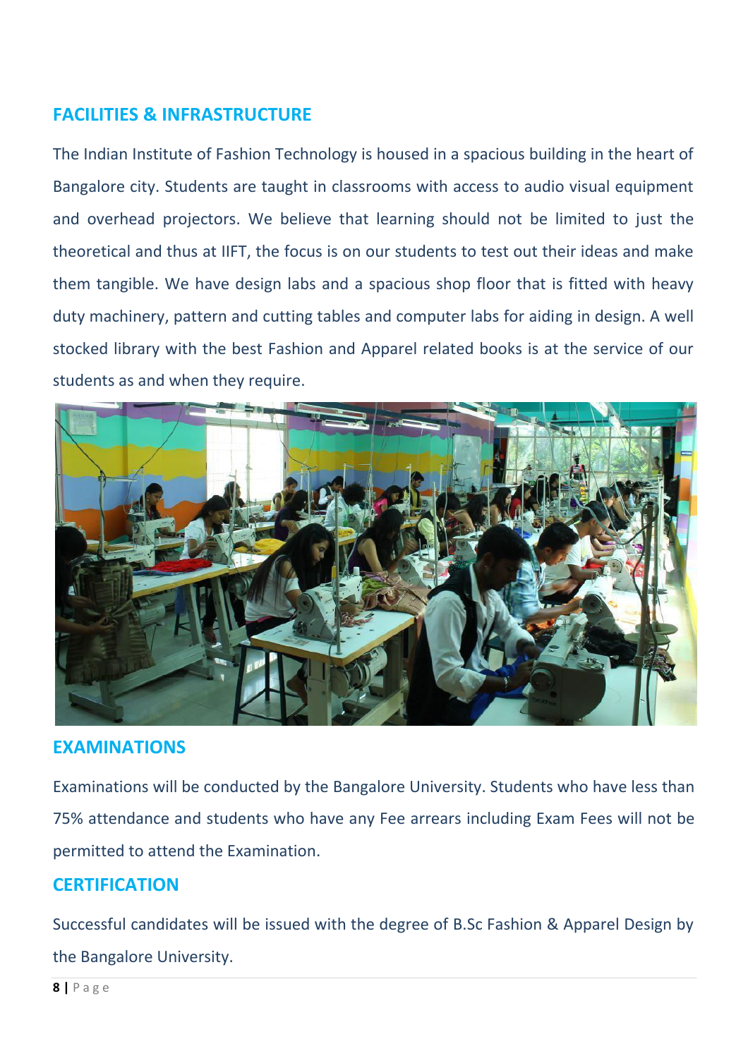## FACILITIES & INFRASTRUCTURE

The Indian Institute of Fashion Technology is housed in a spacious building in the heart of Bangalore city. Students are taught in classrooms with access to audio visual equipment and overhead projectors. We believe that learning should not be limited to just the theoretical and thus at IIFT, the focus is on our students to test out their ideas and make them tangible. We have design labs and a spacious shop floor that is fitted with heavy duty machinery, pattern and cutting tables and computer labs for aiding in design. A well stocked library with the best Fashion and Apparel related books is at the service of our students as and when they require.

## EXAMINATIONS

Examinations will be conducted by the Bangalore University. Students who have less than 75% attendance and students who have any Fee arrears including Exam Fees will not be permitted to attend the Examination.

## CERTIFICATION

Successful candidates will be issued with the degree of B.Sc Fashion & Apparel Design by the Bangalore University.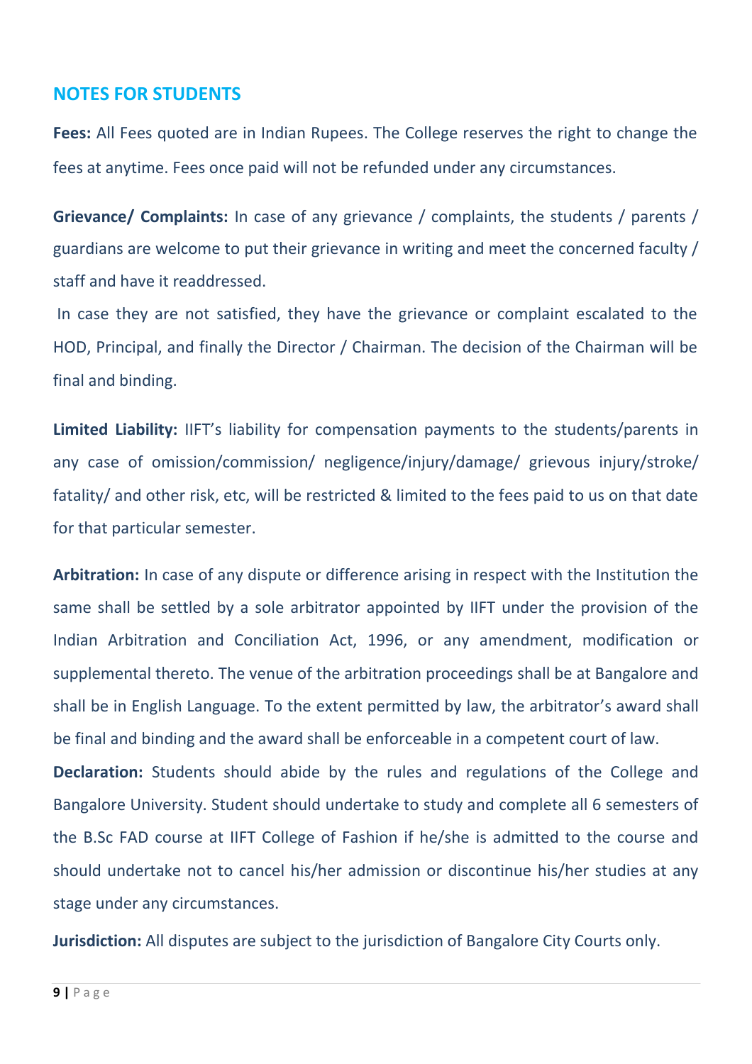## NOTES FOR STUDENTS

**Fees:** All Fees quoted are in Indian Rupees. The College reserves the right to change the fees at anytime. Fees once paid will not be refunded under any circumstances.

**Grievance/ Complaints:** In case of any grievance / complaints, the students / parents / guardians are welcome to put their grievance in writing and meet the concerned faculty / staff and have it readdressed.

In case they are not satisfied, they have the grievance or complaint escalated to the HOD, Principal, and finally the Director / Chairman. The decision of the Chairman will be final and binding.

**Limited Liability:** IIFT's liability for compensation payments to the students/parents in any case of omission/commission/ negligence/injury/damage/ grievous injury/stroke/ fatality/ and other risk, etc, will be restricted & limited to the fees paid to us on that date for that particular semester.

**Arbitration:** In case of any dispute or difference arising in respect with the Institution the same shall be settled by a sole arbitrator appointed by IIFT under the provision of the Indian Arbitration and Conciliation Act, 1996, or any amendment, modification or supplemental thereto. The venue of the arbitration proceedings shall be at Bangalore and shall be in English Language. To the extent permitted by law, the arbitrator's award shall be final and binding and the award shall be enforceable in a competent court of law.

**Declaration:** Students should abide by the rules and regulations of the College and Bangalore University. Student should undertake to study and complete all 6 semesters of the B.Sc FAD course at IIFT College of Fashion if he/she is admitted to the course and should undertake not to cancel his/her admission or discontinue his/her studies at any stage under any circumstances.

**Jurisdiction:** All disputes are subject to the jurisdiction of Bangalore City Courts only.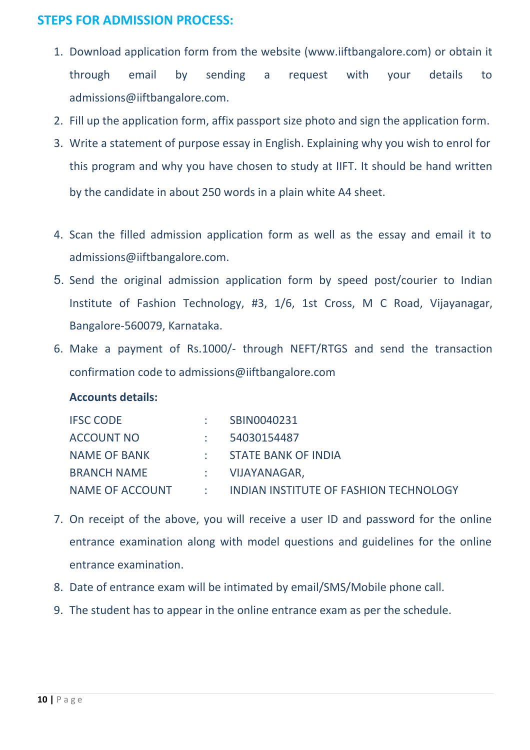## STEPS FOR ADMISSION PROCESS:

1. Download application form from the website (www.iiftbangalore.com) or obtain it through email by sending a request with your details to admissions@iiftbangalore.com.
2. Fill up the application form, affix passport size photo and sign the application form.
3. Write a statement of purpose essay in English. Explaining why you wish to enrol for this program and why you have chosen to study at IIFT. It should be hand written by the candidate in about 250 words in a plain white A4 sheet.
4. Scan the filled admission application form as well as the essay and email it to admissions@iiftbangalore.com.
5. Send the original admission application form by speed post/courier to Indian Institute of Fashion Technology, #3, 1/6, 1st Cross, M C Road, Vijayanagar, Bangalore-560079, Karnataka.
6. Make a payment of Rs.1000/- through NEFT/RTGS and send the transaction confirmation code to admissions@iiftbangalore.com

   **Accounts details:**

   | | | |
   |---|---|---|
   | IFSC CODE | : | SBIN0040231 |
   | ACCOUNT NO | : | 54030154487 |
   | NAME OF BANK | : | STATE BANK OF INDIA |
   | BRANCH NAME | : | VIJAYANAGAR, |
   | NAME OF ACCOUNT | : | INDIAN INSTITUTE OF FASHION TECHNOLOGY |

7. On receipt of the above, you will receive a user ID and password for the online entrance examination along with model questions and guidelines for the online entrance examination.
8. Date of entrance exam will be intimated by email/SMS/Mobile phone call.
9. The student has to appear in the online entrance exam as per the schedule.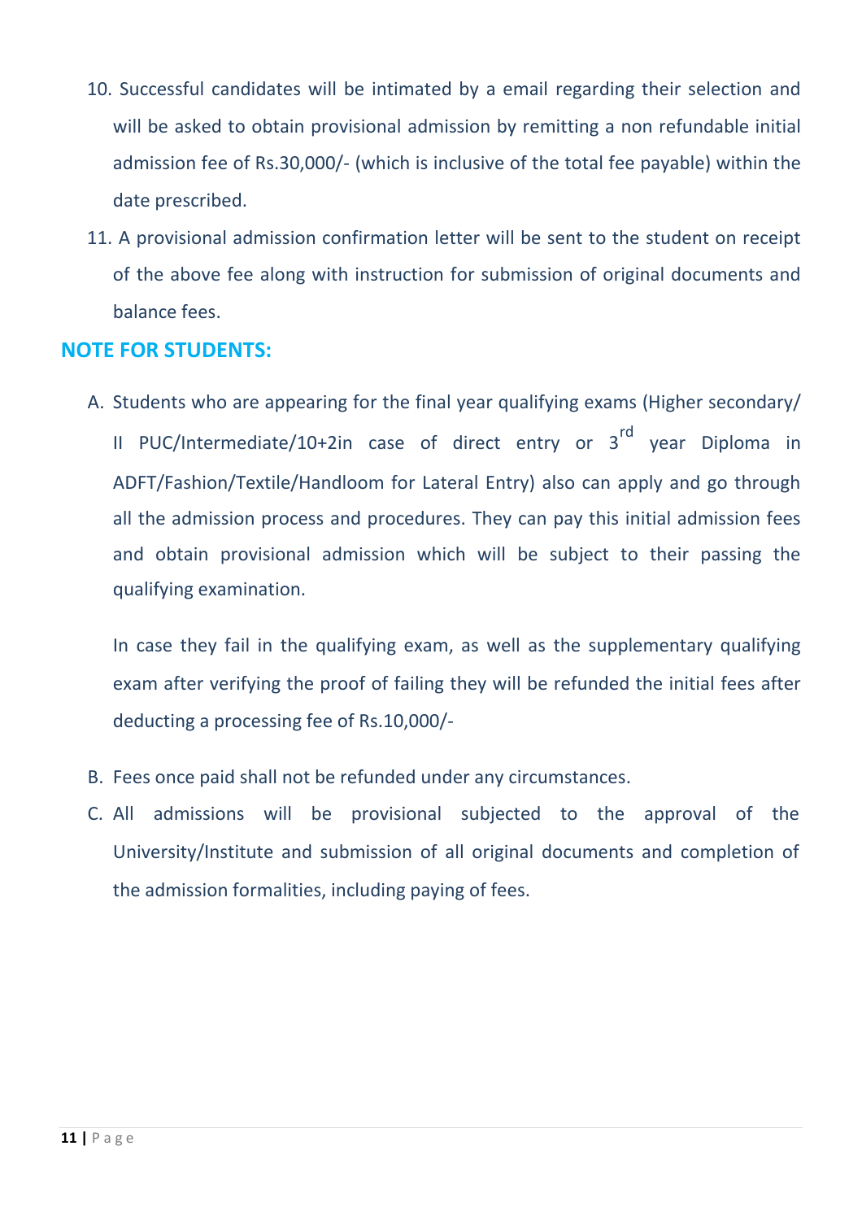10. Successful candidates will be intimated by a email regarding their selection and will be asked to obtain provisional admission by remitting a non refundable initial admission fee of Rs.30,000/- (which is inclusive of the total fee payable) within the date prescribed.
11. A provisional admission confirmation letter will be sent to the student on receipt of the above fee along with instruction for submission of original documents and balance fees.

## NOTE FOR STUDENTS:

A. Students who are appearing for the final year qualifying exams (Higher secondary/ II PUC/Intermediate/10+2in case of direct entry or 3rd year Diploma in ADFT/Fashion/Textile/Handloom for Lateral Entry) also can apply and go through all the admission process and procedures. They can pay this initial admission fees and obtain provisional admission which will be subject to their passing the qualifying examination.

   In case they fail in the qualifying exam, as well as the supplementary qualifying exam after verifying the proof of failing they will be refunded the initial fees after deducting a processing fee of Rs.10,000/-

B. Fees once paid shall not be refunded under any circumstances.

C. All admissions will be provisional subjected to the approval of the University/Institute and submission of all original documents and completion of the admission formalities, including paying of fees.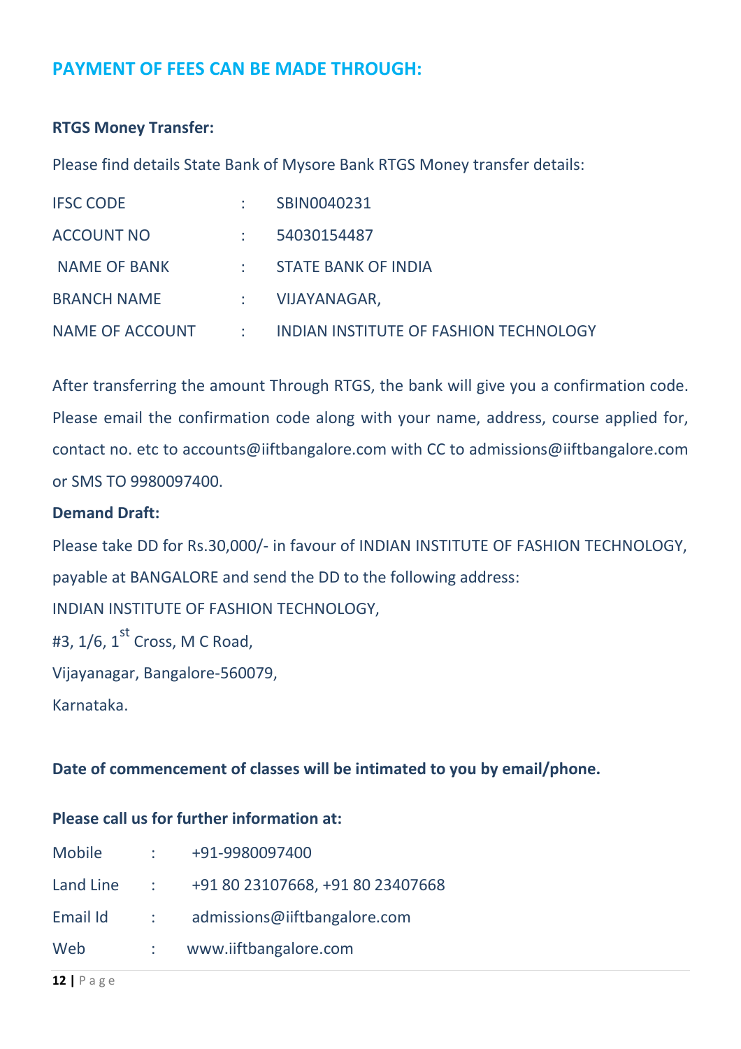## PAYMENT OF FEES CAN BE MADE THROUGH:

**RTGS Money Transfer:**

Please find details State Bank of Mysore Bank RTGS Money transfer details:

| | | |
|---|---|---|
| IFSC CODE | : | SBIN0040231 |
| ACCOUNT NO | : | 54030154487 |
| NAME OF BANK | : | STATE BANK OF INDIA |
| BRANCH NAME | : | VIJAYANAGAR, |
| NAME OF ACCOUNT | : | INDIAN INSTITUTE OF FASHION TECHNOLOGY |

After transferring the amount Through RTGS, the bank will give you a confirmation code. Please email the confirmation code along with your name, address, course applied for, contact no. etc to accounts@iiftbangalore.com with CC to admissions@iiftbangalore.com or SMS TO 9980097400.

**Demand Draft:**

Please take DD for Rs.30,000/- in favour of INDIAN INSTITUTE OF FASHION TECHNOLOGY, payable at BANGALORE and send the DD to the following address:

INDIAN INSTITUTE OF FASHION TECHNOLOGY,  
#3, 1/6, 1st Cross, M C Road,  
Vijayanagar, Bangalore-560079,  
Karnataka.

**Date of commencement of classes will be intimated to you by email/phone.**

**Please call us for further information at:**

| | | |
|---|---|---|
| Mobile | : | +91-9980097400 |
| Land Line | : | +91 80 23107668, +91 80 23407668 |
| Email Id | : | admissions@iiftbangalore.com |
| Web | : | www.iiftbangalore.com |